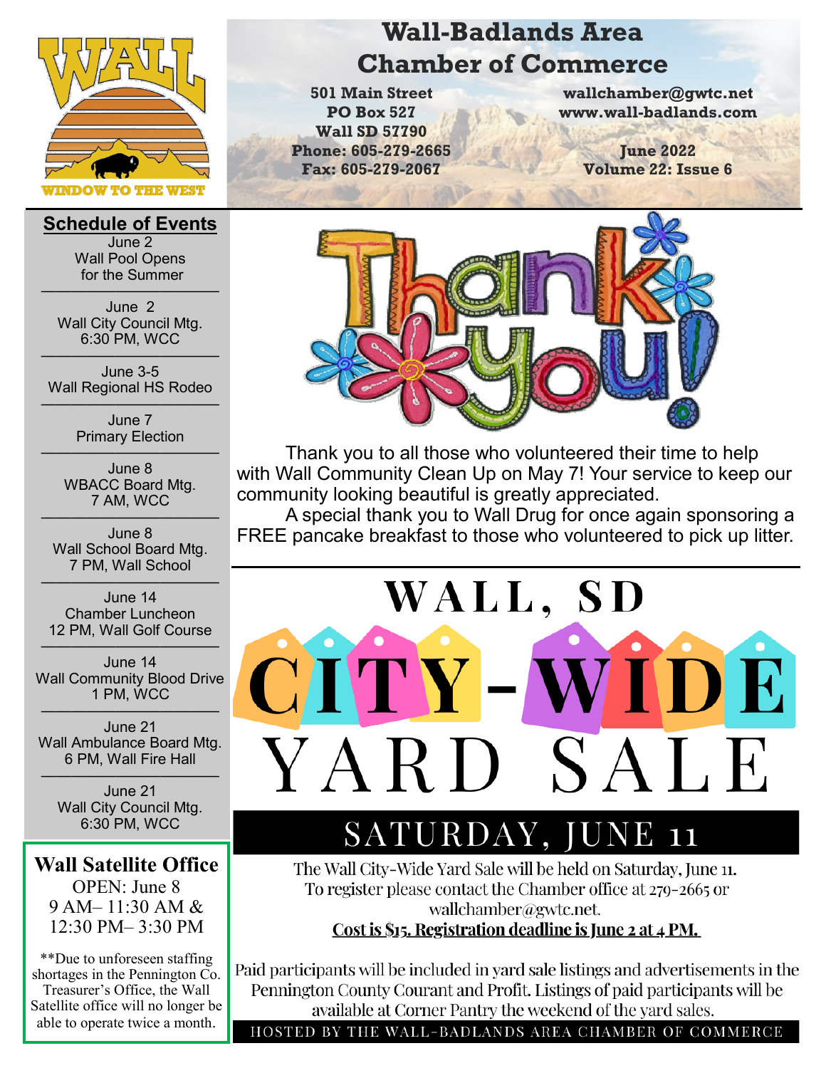# Wall-Badlands Area Chamber of Commerce

501 Main Street
PO Box 527
Wall SD 57790
Phone: 605-279-2665
Fax: 605-279-2067

wallchamber@gwtc.net
www.wall-badlands.com

June 2022
Volume 22: Issue 6

WALL — WINDOW TO THE WEST

## Schedule of Events

June 2
Wall Pool Opens for the Summer

June 2
Wall City Council Mtg.
6:30 PM, WCC

June 3-5
Wall Regional HS Rodeo

June 7
Primary Election

June 8
WBACC Board Mtg.
7 AM, WCC

June 8
Wall School Board Mtg.
7 PM, Wall School

June 14
Chamber Luncheon
12 PM, Wall Golf Course

June 14
Wall Community Blood Drive
1 PM, WCC

June 21
Wall Ambulance Board Mtg.
6 PM, Wall Fire Hall

June 21
Wall City Council Mtg.
6:30 PM, WCC

## Wall Satellite Office

OPEN: June 8
9 AM– 11:30 AM &
12:30 PM– 3:30 PM

**Due to unforeseen staffing shortages in the Pennington Co. Treasurer's Office, the Wall Satellite office will no longer be able to operate twice a month.

## Thank you!

Thank you to all those who volunteered their time to help with Wall Community Clean Up on May 7! Your service to keep our community looking beautiful is greatly appreciated.

A special thank you to Wall Drug for once again sponsoring a FREE pancake breakfast to those who volunteered to pick up litter.

## WALL, SD CITY-WIDE YARD SALE

### SATURDAY, JUNE 11

The Wall City-Wide Yard Sale will be held on Saturday, June 11. To register please contact the Chamber office at 279-2665 or wallchamber@gwtc.net.

**Cost is $15. Registration deadline is June 2 at 4 PM.**

Paid participants will be included in yard sale listings and advertisements in the Pennington County Courant and Profit. Listings of paid participants will be available at Corner Pantry the weekend of the yard sales.

HOSTED BY THE WALL-BADLANDS AREA CHAMBER OF COMMERCE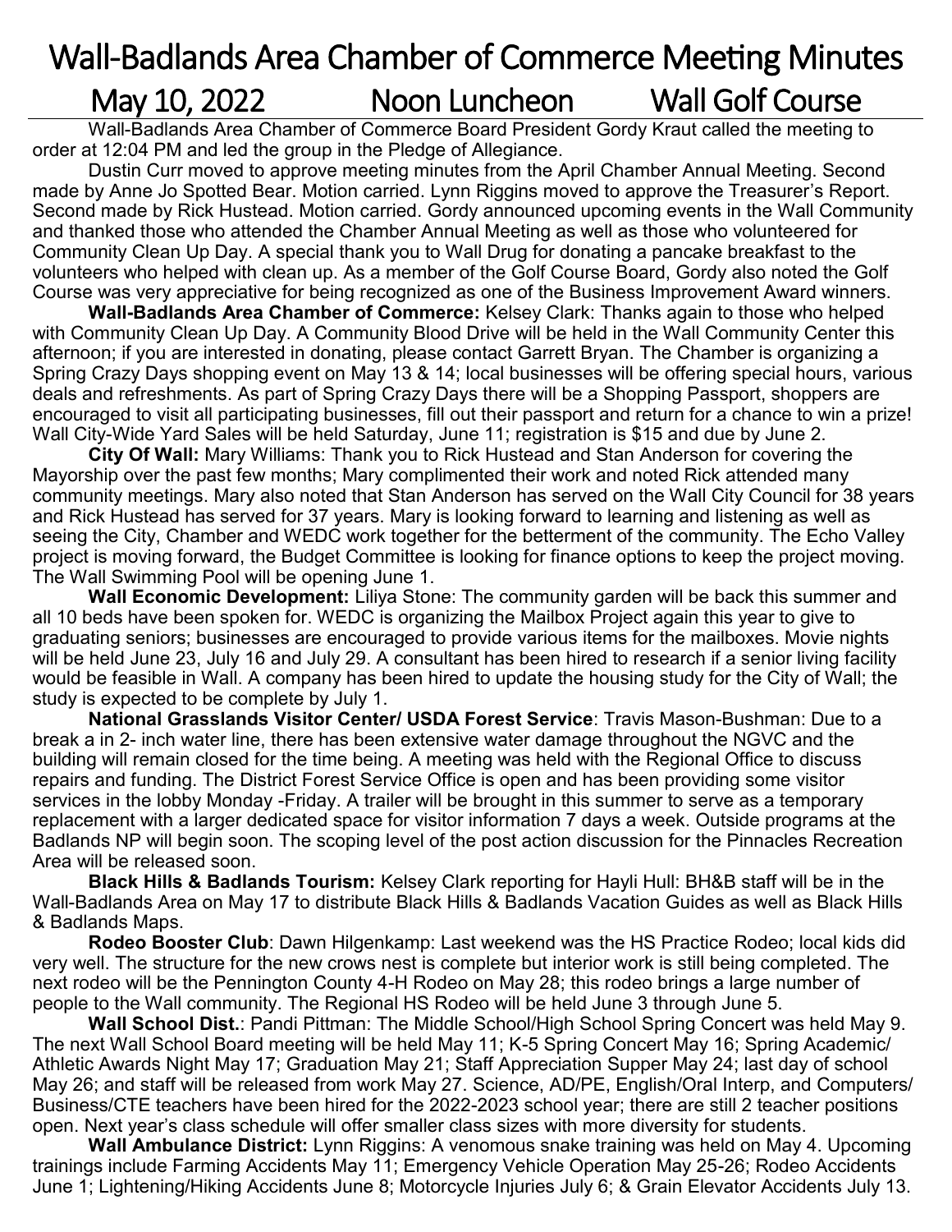# Wall-Badlands Area Chamber of Commerce Meeting Minutes

## May 10, 2022 Noon Luncheon Wall Golf Course

Wall-Badlands Area Chamber of Commerce Board President Gordy Kraut called the meeting to order at 12:04 PM and led the group in the Pledge of Allegiance.

Dustin Curr moved to approve meeting minutes from the April Chamber Annual Meeting. Second made by Anne Jo Spotted Bear. Motion carried. Lynn Riggins moved to approve the Treasurer's Report. Second made by Rick Hustead. Motion carried. Gordy announced upcoming events in the Wall Community and thanked those who attended the Chamber Annual Meeting as well as those who volunteered for Community Clean Up Day. A special thank you to Wall Drug for donating a pancake breakfast to the volunteers who helped with clean up. As a member of the Golf Course Board, Gordy also noted the Golf Course was very appreciative for being recognized as one of the Business Improvement Award winners.

**Wall-Badlands Area Chamber of Commerce:** Kelsey Clark: Thanks again to those who helped with Community Clean Up Day. A Community Blood Drive will be held in the Wall Community Center this afternoon; if you are interested in donating, please contact Garrett Bryan. The Chamber is organizing a Spring Crazy Days shopping event on May 13 & 14; local businesses will be offering special hours, various deals and refreshments. As part of Spring Crazy Days there will be a Shopping Passport, shoppers are encouraged to visit all participating businesses, fill out their passport and return for a chance to win a prize! Wall City-Wide Yard Sales will be held Saturday, June 11; registration is $15 and due by June 2.

**City Of Wall:** Mary Williams: Thank you to Rick Hustead and Stan Anderson for covering the Mayorship over the past few months; Mary complimented their work and noted Rick attended many community meetings. Mary also noted that Stan Anderson has served on the Wall City Council for 38 years and Rick Hustead has served for 37 years. Mary is looking forward to learning and listening as well as seeing the City, Chamber and WEDC work together for the betterment of the community. The Echo Valley project is moving forward, the Budget Committee is looking for finance options to keep the project moving. The Wall Swimming Pool will be opening June 1.

**Wall Economic Development:** Liliya Stone: The community garden will be back this summer and all 10 beds have been spoken for. WEDC is organizing the Mailbox Project again this year to give to graduating seniors; businesses are encouraged to provide various items for the mailboxes. Movie nights will be held June 23, July 16 and July 29. A consultant has been hired to research if a senior living facility would be feasible in Wall. A company has been hired to update the housing study for the City of Wall; the study is expected to be complete by July 1.

**National Grasslands Visitor Center/ USDA Forest Service**: Travis Mason-Bushman: Due to a break a in 2- inch water line, there has been extensive water damage throughout the NGVC and the building will remain closed for the time being. A meeting was held with the Regional Office to discuss repairs and funding. The District Forest Service Office is open and has been providing some visitor services in the lobby Monday -Friday. A trailer will be brought in this summer to serve as a temporary replacement with a larger dedicated space for visitor information 7 days a week. Outside programs at the Badlands NP will begin soon. The scoping level of the post action discussion for the Pinnacles Recreation Area will be released soon.

**Black Hills & Badlands Tourism:** Kelsey Clark reporting for Hayli Hull: BH&B staff will be in the Wall-Badlands Area on May 17 to distribute Black Hills & Badlands Vacation Guides as well as Black Hills & Badlands Maps.

**Rodeo Booster Club**: Dawn Hilgenkamp: Last weekend was the HS Practice Rodeo; local kids did very well. The structure for the new crows nest is complete but interior work is still being completed. The next rodeo will be the Pennington County 4-H Rodeo on May 28; this rodeo brings a large number of people to the Wall community. The Regional HS Rodeo will be held June 3 through June 5.

**Wall School Dist.**: Pandi Pittman: The Middle School/High School Spring Concert was held May 9. The next Wall School Board meeting will be held May 11; K-5 Spring Concert May 16; Spring Academic/ Athletic Awards Night May 17; Graduation May 21; Staff Appreciation Supper May 24; last day of school May 26; and staff will be released from work May 27. Science, AD/PE, English/Oral Interp, and Computers/ Business/CTE teachers have been hired for the 2022-2023 school year; there are still 2 teacher positions open. Next year's class schedule will offer smaller class sizes with more diversity for students.

**Wall Ambulance District:** Lynn Riggins: A venomous snake training was held on May 4. Upcoming trainings include Farming Accidents May 11; Emergency Vehicle Operation May 25-26; Rodeo Accidents June 1; Lightening/Hiking Accidents June 8; Motorcycle Injuries July 6; & Grain Elevator Accidents July 13.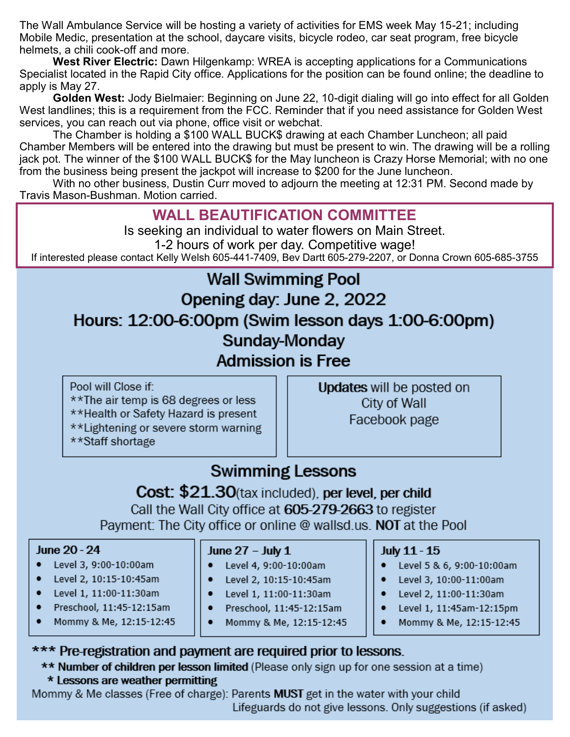The Wall Ambulance Service will be hosting a variety of activities for EMS week May 15-21; including Mobile Medic, presentation at the school, daycare visits, bicycle rodeo, car seat program, free bicycle helmets, a chili cook-off and more.

**West River Electric:** Dawn Hilgenkamp: WREA is accepting applications for a Communications Specialist located in the Rapid City office. Applications for the position can be found online; the deadline to apply is May 27.

**Golden West:** Jody Bielmaier: Beginning on June 22, 10-digit dialing will go into effect for all Golden West landlines; this is a requirement from the FCC. Reminder that if you need assistance for Golden West services, you can reach out via phone, office visit or webchat.

The Chamber is holding a $100 WALL BUCK$ drawing at each Chamber Luncheon; all paid Chamber Members will be entered into the drawing but must be present to win. The drawing will be a rolling jack pot. The winner of the $100 WALL BUCK$ for the May luncheon is Crazy Horse Memorial; with no one from the business being present the jackpot will increase to $200 for the June luncheon.

With no other business, Dustin Curr moved to adjourn the meeting at 12:31 PM. Second made by Travis Mason-Bushman. Motion carried.

## WALL BEAUTIFICATION COMMITTEE

Is seeking an individual to water flowers on Main Street.

1-2 hours of work per day. Competitive wage!

If interested please contact Kelly Welsh 605-441-7409, Bev Dartt 605-279-2207, or Donna Crown 605-685-3755

## Wall Swimming Pool

**Opening day: June 2, 2022**

**Hours: 12:00-6:00pm (Swim lesson days 1:00-6:00pm)**

**Sunday-Monday**

**Admission is Free**

Pool will Close if:
**The air temp is 68 degrees or less
**Health or Safety Hazard is present
**Lightening or severe storm warning
**Staff shortage

**Updates** will be posted on City of Wall Facebook page

## Swimming Lessons

**Cost: $21.30**(tax included), **per level, per child**

Call the Wall City office at **605-279-2663** to register

Payment: The City office or online @ wallsd.us. **NOT** at the Pool

**June 20 - 24**
- Level 3, 9:00-10:00am
- Level 2, 10:15-10:45am
- Level 1, 11:00-11:30am
- Preschool, 11:45-12:15am
- Mommy & Me, 12:15-12:45

**June 27 – July 1**
- Level 4, 9:00-10:00am
- Level 2, 10:15-10:45am
- Level 1, 11:00-11:30am
- Preschool, 11:45-12:15am
- Mommy & Me, 12:15-12:45

**July 11 - 15**
- Level 5 & 6, 9:00-10:00am
- Level 3, 10:00-11:00am
- Level 2, 11:00-11:30am
- Level 1, 11:45am-12:15pm
- Mommy & Me, 12:15-12:45

**\*\*\* Pre-registration and payment are required prior to lessons.**

**\*\* Number of children per lesson limited** (Please only sign up for one session at a time)

**\* Lessons are weather permitting**

Mommy & Me classes (Free of charge): Parents **MUST** get in the water with your child

Lifeguards do not give lessons. Only suggestions (if asked)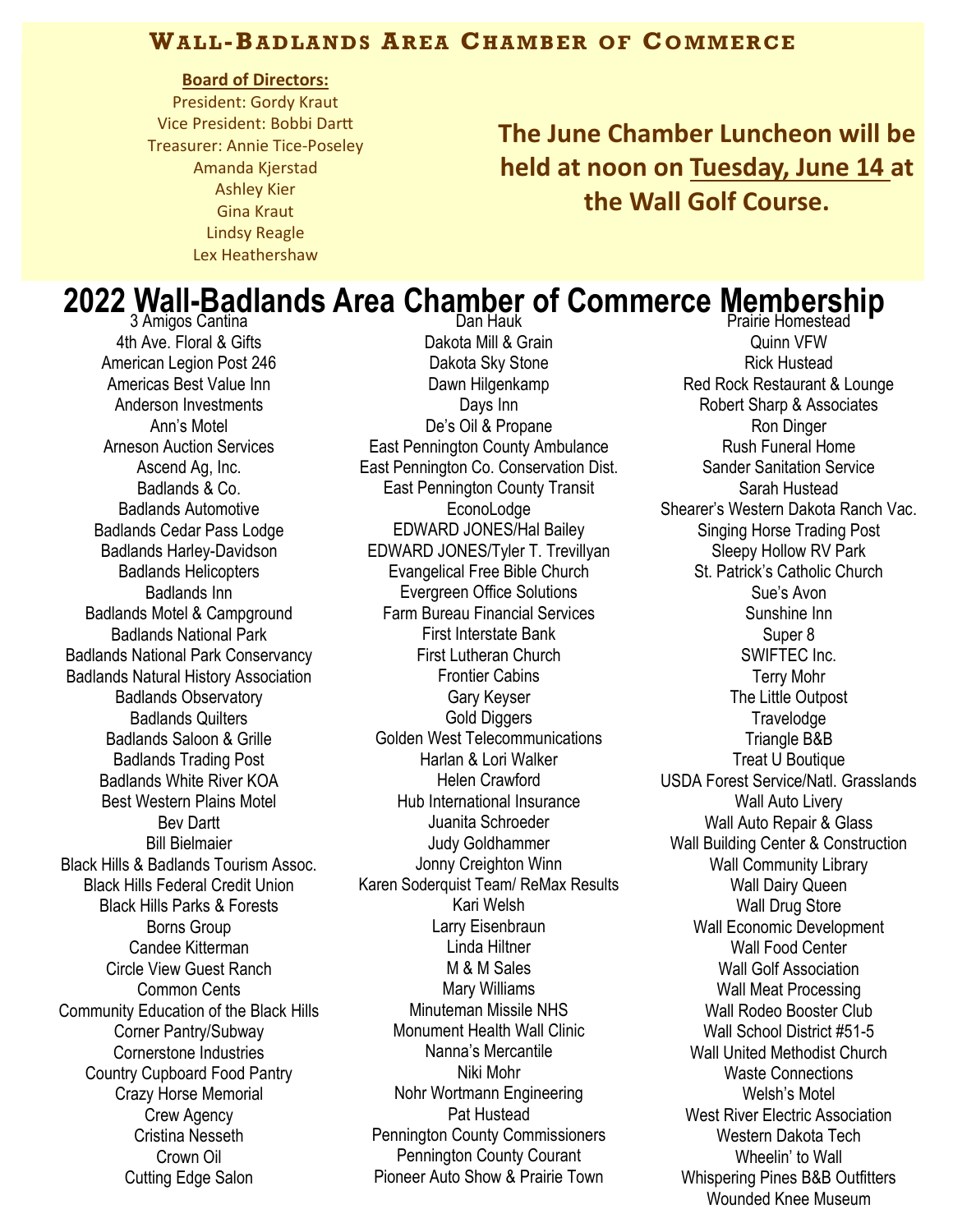# Wall-Badlands Area Chamber of Commerce

**Board of Directors:**

President: Gordy Kraut
Vice President: Bobbi Dartt
Treasurer: Annie Tice-Poseley
Amanda Kjerstad
Ashley Kier
Gina Kraut
Lindsy Reagle
Lex Heathershaw

**The June Chamber Luncheon will be held at noon on Tuesday, June 14 at the Wall Golf Course.**

## 2022 Wall-Badlands Area Chamber of Commerce Membership

3 Amigos Cantina
4th Ave. Floral & Gifts
American Legion Post 246
Americas Best Value Inn
Anderson Investments
Ann's Motel
Arneson Auction Services
Ascend Ag, Inc.
Badlands & Co.
Badlands Automotive
Badlands Cedar Pass Lodge
Badlands Harley-Davidson
Badlands Helicopters
Badlands Inn
Badlands Motel & Campground
Badlands National Park
Badlands National Park Conservancy
Badlands Natural History Association
Badlands Observatory
Badlands Quilters
Badlands Saloon & Grille
Badlands Trading Post
Badlands White River KOA
Best Western Plains Motel
Bev Dartt
Bill Bielmaier
Black Hills & Badlands Tourism Assoc.
Black Hills Federal Credit Union
Black Hills Parks & Forests
Borns Group
Candee Kitterman
Circle View Guest Ranch
Common Cents
Community Education of the Black Hills
Corner Pantry/Subway
Cornerstone Industries
Country Cupboard Food Pantry
Crazy Horse Memorial
Crew Agency
Cristina Nesseth
Crown Oil
Cutting Edge Salon
Dan Hauk
Dakota Mill & Grain
Dakota Sky Stone
Dawn Hilgenkamp
Days Inn
De's Oil & Propane
East Pennington County Ambulance
East Pennington Co. Conservation Dist.
East Pennington County Transit
EconoLodge
EDWARD JONES/Hal Bailey
EDWARD JONES/Tyler T. Trevillyan
Evangelical Free Bible Church
Evergreen Office Solutions
Farm Bureau Financial Services
First Interstate Bank
First Lutheran Church
Frontier Cabins
Gary Keyser
Gold Diggers
Golden West Telecommunications
Harlan & Lori Walker
Helen Crawford
Hub International Insurance
Juanita Schroeder
Judy Goldhammer
Jonny Creighton Winn
Karen Soderquist Team/ ReMax Results
Kari Welsh
Larry Eisenbraun
Linda Hiltner
M & M Sales
Mary Williams
Minuteman Missile NHS
Monument Health Wall Clinic
Nanna's Mercantile
Niki Mohr
Nohr Wortmann Engineering
Pat Hustead
Pennington County Commissioners
Pennington County Courant
Pioneer Auto Show & Prairie Town
Prairie Homestead
Quinn VFW
Rick Hustead
Red Rock Restaurant & Lounge
Robert Sharp & Associates
Ron Dinger
Rush Funeral Home
Sander Sanitation Service
Sarah Hustead
Shearer's Western Dakota Ranch Vac.
Singing Horse Trading Post
Sleepy Hollow RV Park
St. Patrick's Catholic Church
Sue's Avon
Sunshine Inn
Super 8
SWIFTEC Inc.
Terry Mohr
The Little Outpost
Travelodge
Triangle B&B
Treat U Boutique
USDA Forest Service/Natl. Grasslands
Wall Auto Livery
Wall Auto Repair & Glass
Wall Building Center & Construction
Wall Community Library
Wall Dairy Queen
Wall Drug Store
Wall Economic Development
Wall Food Center
Wall Golf Association
Wall Meat Processing
Wall Rodeo Booster Club
Wall School District #51-5
Wall United Methodist Church
Waste Connections
Welsh's Motel
West River Electric Association
Western Dakota Tech
Wheelin' to Wall
Whispering Pines B&B Outfitters
Wounded Knee Museum